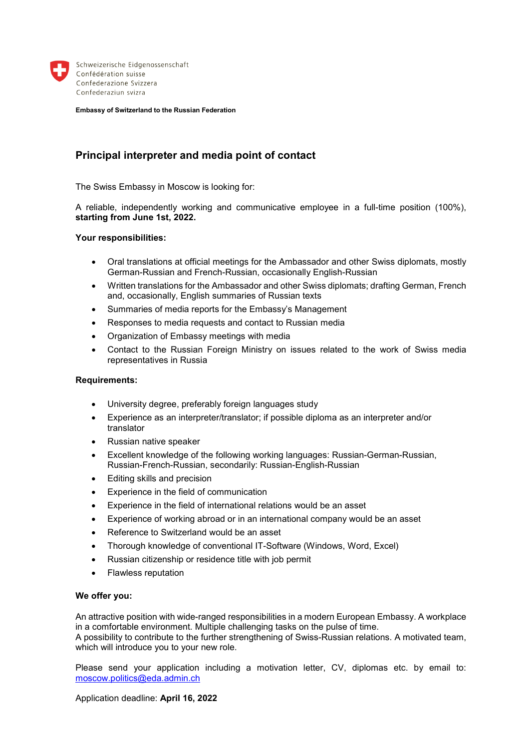Schweizerische Eidgenossenschaft
Confédération suisse
Confederazione Svizzera
Confederaziun svizra

**Embassy of Switzerland to the Russian Federation**

## Principal interpreter and media point of contact

The Swiss Embassy in Moscow is looking for:

A reliable, independently working and communicative employee in a full-time position (100%), **starting from June 1st, 2022.**

**Your responsibilities:**

- Oral translations at official meetings for the Ambassador and other Swiss diplomats, mostly German-Russian and French-Russian, occasionally English-Russian
- Written translations for the Ambassador and other Swiss diplomats; drafting German, French and, occasionally, English summaries of Russian texts
- Summaries of media reports for the Embassy's Management
- Responses to media requests and contact to Russian media
- Organization of Embassy meetings with media
- Contact to the Russian Foreign Ministry on issues related to the work of Swiss media representatives in Russia

**Requirements:**

- University degree, preferably foreign languages study
- Experience as an interpreter/translator; if possible diploma as an interpreter and/or translator
- Russian native speaker
- Excellent knowledge of the following working languages: Russian-German-Russian, Russian-French-Russian, secondarily: Russian-English-Russian
- Editing skills and precision
- Experience in the field of communication
- Experience in the field of international relations would be an asset
- Experience of working abroad or in an international company would be an asset
- Reference to Switzerland would be an asset
- Thorough knowledge of conventional IT-Software (Windows, Word, Excel)
- Russian citizenship or residence title with job permit
- Flawless reputation

**We offer you:**

An attractive position with wide-ranged responsibilities in a modern European Embassy. A workplace in a comfortable environment. Multiple challenging tasks on the pulse of time.
A possibility to contribute to the further strengthening of Swiss-Russian relations. A motivated team, which will introduce you to your new role.

Please send your application including a motivation letter, CV, diplomas etc. by email to: moscow.politics@eda.admin.ch

Application deadline: **April 16, 2022**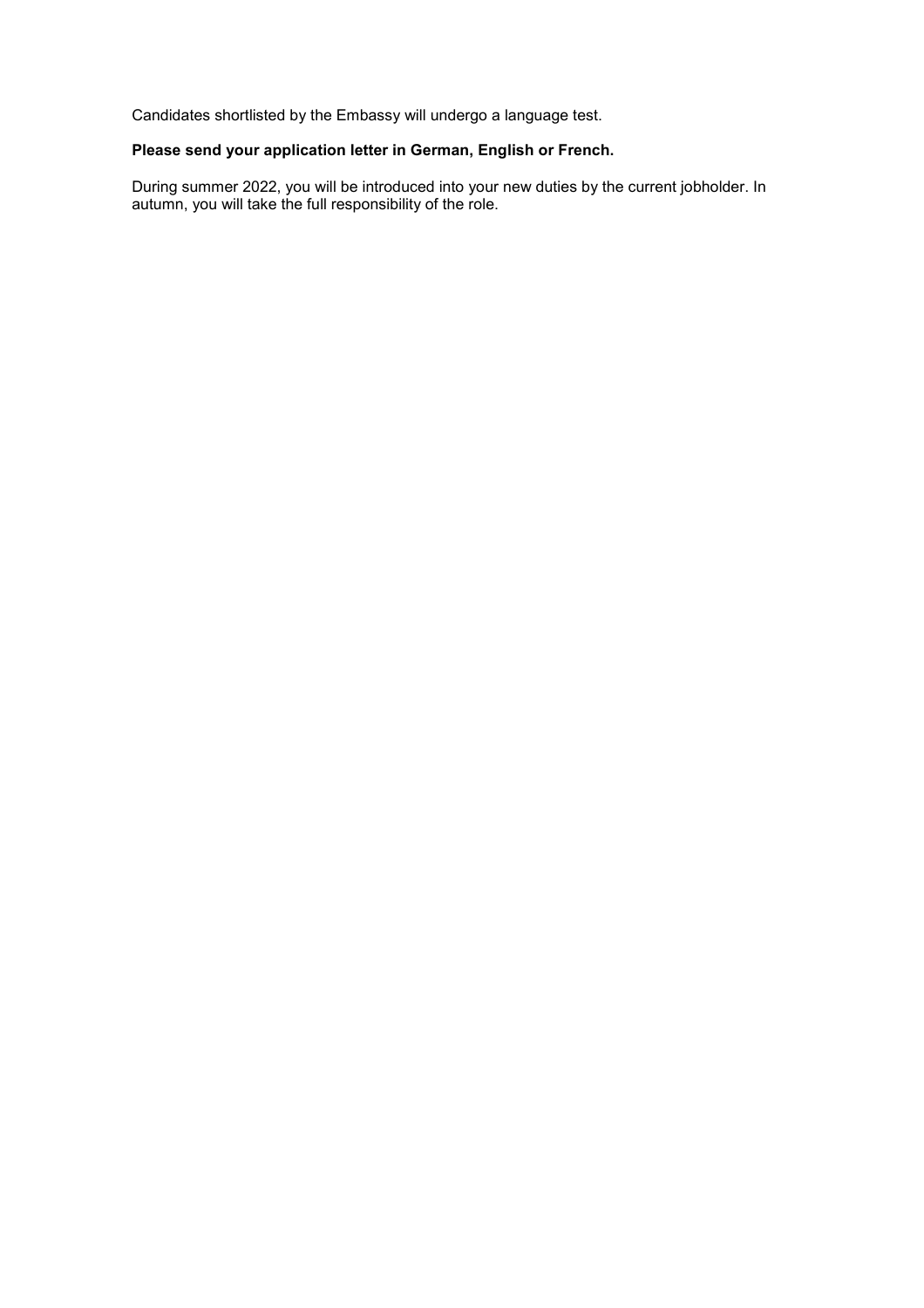Candidates shortlisted by the Embassy will undergo a language test.

**Please send your application letter in German, English or French.**

During summer 2022, you will be introduced into your new duties by the current jobholder. In autumn, you will take the full responsibility of the role.